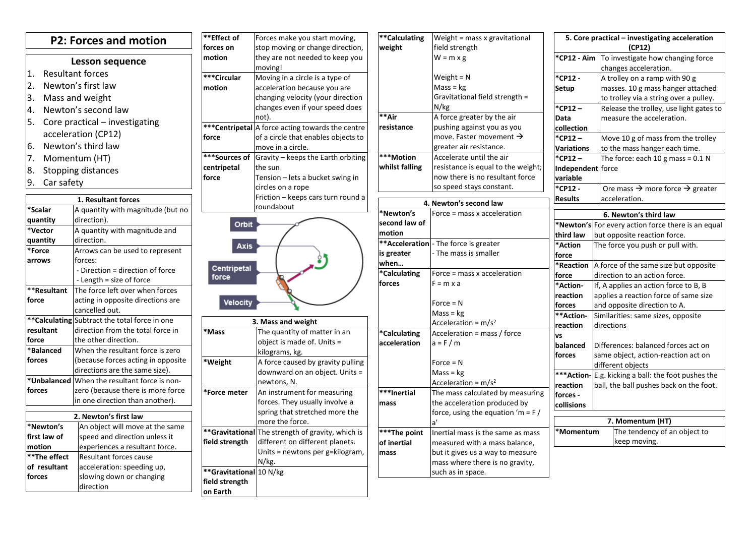# P2: Forces and motion

## Lesson sequence

1. Resultant forces
2. Newton's first law
3. Mass and weight
4. Newton's second law
5. Core practical – investigating acceleration (CP12)
6. Newton's third law
7. Momentum (HT)
8. Stopping distances
9. Car safety

| 1. Resultant forces | |
|---|---|
| **\*Scalar quantity** | A quantity with magnitude (but no direction). |
| **\*Vector quantity** | A quantity with magnitude and direction. |
| **\*Force arrows** | Arrows can be used to represent forces:<br>- Direction = direction of force<br>- Length = size of force |
| **\*\*Resultant force** | The force left over when forces acting in opposite directions are cancelled out. |
| **\*\*Calculating resultant force** | Subtract the total force in one direction from the total force in the other direction. |
| **\*Balanced forces** | When the resultant force is zero (because forces acting in opposite directions are the same size). |
| **\*Unbalanced forces** | When the resultant force is non-zero (because there is more force in one direction than another). |

| 2. Newton's first law | |
|---|---|
| **\*Newton's first law of motion** | An object will move at the same speed and direction unless it experiences a resultant force. |
| **\*\*The effect of resultant forces** | Resultant forces cause acceleration: speeding up, slowing down or changing direction |

| | |
|---|---|
| **\*\*Effect of forces on motion** | Forces make you start moving, stop moving or change direction, they are not needed to keep you moving! |
| **\*\*\*Circular motion** | Moving in a circle is a type of acceleration because you are changing velocity (your direction changes even if your speed does not). |
| **\*\*\*Centripetal force** | A force acting towards the centre of a circle that enables objects to move in a circle. |
| **\*\*\*Sources of centripetal force** | Gravity – keeps the Earth orbiting the sun<br>Tension – lets a bucket swing in circles on a rope<br>Friction – keeps cars turn round a roundabout |

Orbit
Axis
Centripetal force
Velocity

| 3. Mass and weight | |
|---|---|
| **\*Mass** | The quantity of matter in an object is made of. Units = kilograms, kg. |
| **\*Weight** | A force caused by gravity pulling downward on an object. Units = newtons, N. |
| **\*Force meter** | An instrument for measuring forces. They usually involve a spring that stretched more the more the force. |
| **\*\*Gravitational field strength** | The strength of gravity, which is different on different planets. Units = newtons per g=kilogram, N/kg. |
| **\*\*Gravitational field strength on Earth** | 10 N/kg |

| | |
|---|---|
| **\*\*Calculating weight** | Weight = mass x gravitational field strength<br>W = m x g<br><br>Weight = N<br>Mass = kg<br>Gravitational field strength = N/kg |
| **\*\*Air resistance** | A force greater by the air pushing against you as you move. Faster movement → greater air resistance. |
| **\*\*\*Motion whilst falling** | Accelerate until the air resistance is equal to the weight; now there is no resultant force so speed stays constant. |

| 4. Newton's second law | |
|---|---|
| **\*Newton's second law of motion** | Force = mass x acceleration |
| **\*\*Acceleration is greater when…** | - The force is greater<br>- The mass is smaller |
| **\*Calculating forces** | Force = mass x acceleration<br>F = m x a<br><br>Force = N<br>Mass = kg<br>Acceleration = m/s² |
| **\*Calculating acceleration** | Acceleration = mass / force<br>a = F / m<br><br>Force = N<br>Mass = kg<br>Acceleration = m/s² |
| **\*\*\*Inertial mass** | The mass calculated by measuring the acceleration produced by force, using the equation 'm = F / a' |
| **\*\*\*The point of inertial mass** | Inertial mass is the same as mass measured with a mass balance, but it gives us a way to measure mass where there is no gravity, such as in space. |

| 5. Core practical – investigating acceleration (CP12) | |
|---|---|
| **\*CP12 - Aim** | To investigate how changing force changes acceleration. |
| **\*CP12 - Setup** | A trolley on a ramp with 90 g masses. 10 g mass hanger attached to trolley via a string over a pulley. |
| **\*CP12 – Data collection** | Release the trolley, use light gates to measure the acceleration. |
| **\*CP12 – Variations** | Move 10 g of mass from the trolley to the mass hanger each time. |
| **\*CP12 – Independent variable** | The force: each 10 g mass = 0.1 N force |
| **\*CP12 - Results** | Ore mass → more force → greater acceleration. |

| 6. Newton's third law | |
|---|---|
| **\*Newton's third law** | For every action force there is an equal but opposite reaction force. |
| **\*Action force** | The force you push or pull with. |
| **\*Reaction force** | A force of the same size but opposite direction to an action force. |
| **\*Action-reaction forces** | If, A applies an action force to B, B applies a reaction force of same size and opposite direction to A. |
| **\*\*Action-reaction vs balanced forces** | Similarities: same sizes, opposite directions<br><br>Differences: balanced forces act on same object, action-reaction act on different objects |
| **\*\*\*Action-reaction forces - collisions** | E.g. kicking a ball: the foot pushes the ball, the ball pushes back on the foot. |

| 7. Momentum (HT) | |
|---|---|
| **\*Momentum** | The tendency of an object to keep moving. |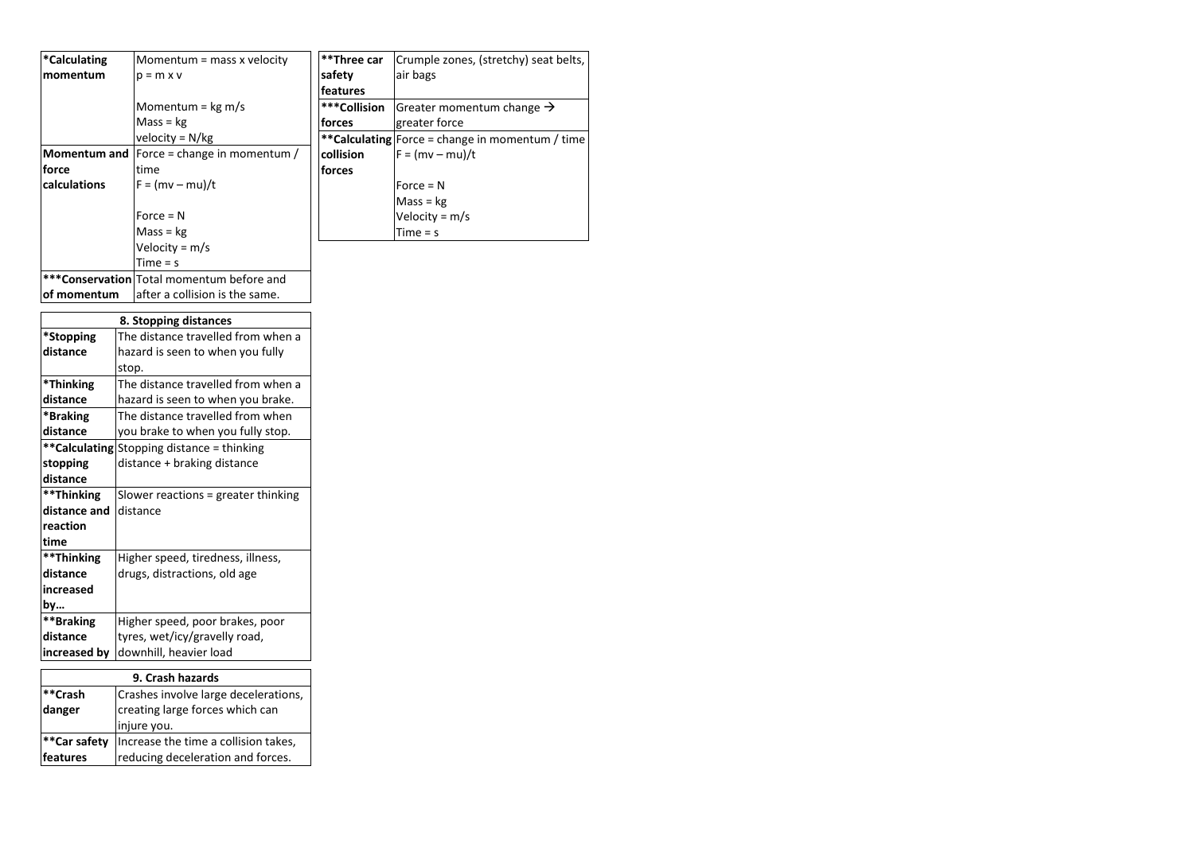| | |
|---|---|
| ***Calculating momentum** | Momentum = mass x velocity<br>p = m x v<br><br>Momentum = kg m/s<br>Mass = kg<br>velocity = N/kg |
| **Momentum and force calculations** | Force = change in momentum / time<br>F = (mv – mu)/t<br><br>Force = N<br>Mass = kg<br>Velocity = m/s<br>Time = s |
| *****Conservation of momentum** | Total momentum before and after a collision is the same. |

| 8. Stopping distances | |
|---|---|
| ***Stopping distance** | The distance travelled from when a hazard is seen to when you fully stop. |
| ***Thinking distance** | The distance travelled from when a hazard is seen to when you brake. |
| ***Braking distance** | The distance travelled from when you brake to when you fully stop. |
| ****Calculating stopping distance** | Stopping distance = thinking distance + braking distance |
| ****Thinking distance and reaction time** | Slower reactions = greater thinking distance |
| ****Thinking distance increased by…** | Higher speed, tiredness, illness, drugs, distractions, old age |
| ****Braking distance increased by** | Higher speed, poor brakes, poor tyres, wet/icy/gravelly road, downhill, heavier load |

| 9. Crash hazards | |
|---|---|
| ****Crash danger** | Crashes involve large decelerations, creating large forces which can injure you. |
| ****Car safety features** | Increase the time a collision takes, reducing deceleration and forces. |

| | |
|---|---|
| ****Three car safety features** | Crumple zones, (stretchy) seat belts, air bags |
| *****Collision forces** | Greater momentum change → greater force |
| ****Calculating collision forces** | Force = change in momentum / time<br>F = (mv – mu)/t<br><br>Force = N<br>Mass = kg<br>Velocity = m/s<br>Time = s |